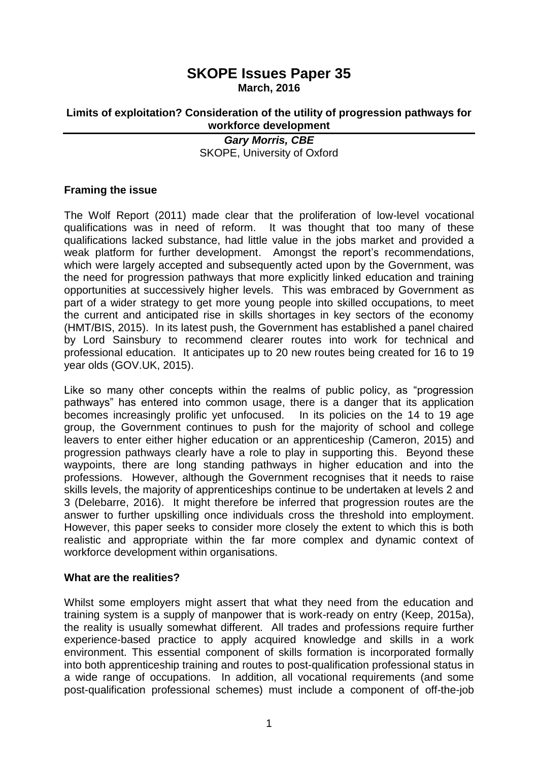# SKOPE Issues Paper 35

**March, 2016**

**Limits of exploitation? Consideration of the utility of progression pathways for workforce development**

***Gary Morris, CBE***
SKOPE, University of Oxford

## Framing the issue

The Wolf Report (2011) made clear that the proliferation of low-level vocational qualifications was in need of reform. It was thought that too many of these qualifications lacked substance, had little value in the jobs market and provided a weak platform for further development. Amongst the report's recommendations, which were largely accepted and subsequently acted upon by the Government, was the need for progression pathways that more explicitly linked education and training opportunities at successively higher levels. This was embraced by Government as part of a wider strategy to get more young people into skilled occupations, to meet the current and anticipated rise in skills shortages in key sectors of the economy (HMT/BIS, 2015). In its latest push, the Government has established a panel chaired by Lord Sainsbury to recommend clearer routes into work for technical and professional education. It anticipates up to 20 new routes being created for 16 to 19 year olds (GOV.UK, 2015).

Like so many other concepts within the realms of public policy, as "progression pathways" has entered into common usage, there is a danger that its application becomes increasingly prolific yet unfocused. In its policies on the 14 to 19 age group, the Government continues to push for the majority of school and college leavers to enter either higher education or an apprenticeship (Cameron, 2015) and progression pathways clearly have a role to play in supporting this. Beyond these waypoints, there are long standing pathways in higher education and into the professions. However, although the Government recognises that it needs to raise skills levels, the majority of apprenticeships continue to be undertaken at levels 2 and 3 (Delebarre, 2016). It might therefore be inferred that progression routes are the answer to further upskilling once individuals cross the threshold into employment. However, this paper seeks to consider more closely the extent to which this is both realistic and appropriate within the far more complex and dynamic context of workforce development within organisations.

## What are the realities?

Whilst some employers might assert that what they need from the education and training system is a supply of manpower that is work-ready on entry (Keep, 2015a), the reality is usually somewhat different. All trades and professions require further experience-based practice to apply acquired knowledge and skills in a work environment. This essential component of skills formation is incorporated formally into both apprenticeship training and routes to post-qualification professional status in a wide range of occupations. In addition, all vocational requirements (and some post-qualification professional schemes) must include a component of off-the-job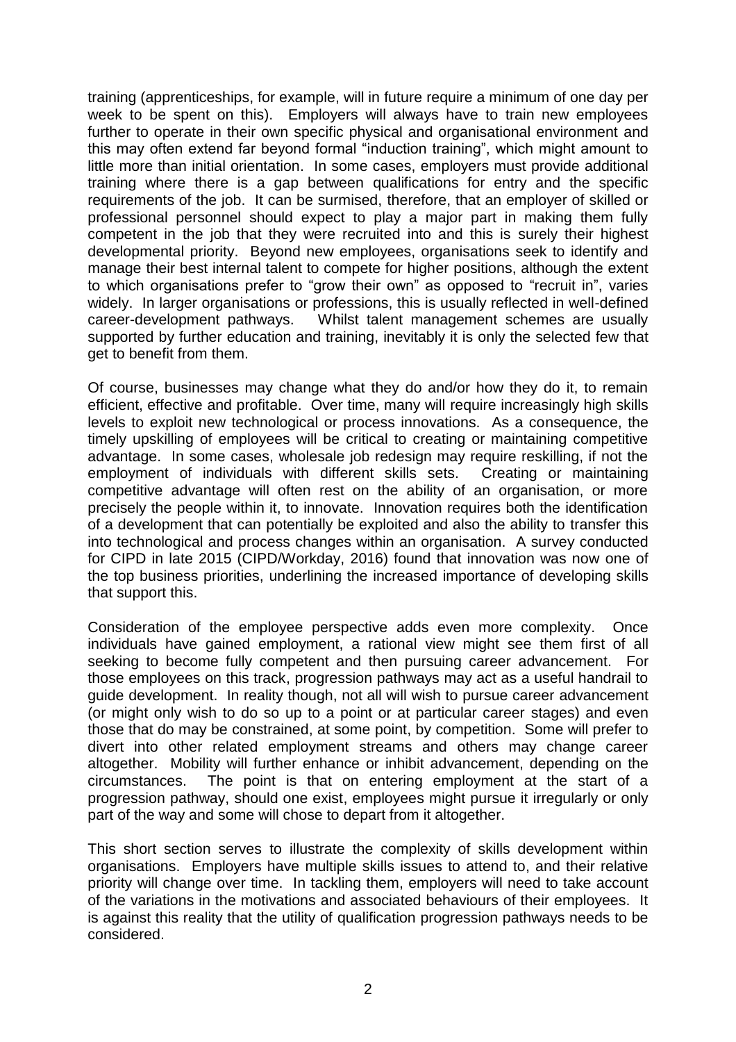training (apprenticeships, for example, will in future require a minimum of one day per week to be spent on this). Employers will always have to train new employees further to operate in their own specific physical and organisational environment and this may often extend far beyond formal "induction training", which might amount to little more than initial orientation. In some cases, employers must provide additional training where there is a gap between qualifications for entry and the specific requirements of the job. It can be surmised, therefore, that an employer of skilled or professional personnel should expect to play a major part in making them fully competent in the job that they were recruited into and this is surely their highest developmental priority. Beyond new employees, organisations seek to identify and manage their best internal talent to compete for higher positions, although the extent to which organisations prefer to "grow their own" as opposed to "recruit in", varies widely. In larger organisations or professions, this is usually reflected in well-defined career-development pathways. Whilst talent management schemes are usually supported by further education and training, inevitably it is only the selected few that get to benefit from them.

Of course, businesses may change what they do and/or how they do it, to remain efficient, effective and profitable. Over time, many will require increasingly high skills levels to exploit new technological or process innovations. As a consequence, the timely upskilling of employees will be critical to creating or maintaining competitive advantage. In some cases, wholesale job redesign may require reskilling, if not the employment of individuals with different skills sets. Creating or maintaining competitive advantage will often rest on the ability of an organisation, or more precisely the people within it, to innovate. Innovation requires both the identification of a development that can potentially be exploited and also the ability to transfer this into technological and process changes within an organisation. A survey conducted for CIPD in late 2015 (CIPD/Workday, 2016) found that innovation was now one of the top business priorities, underlining the increased importance of developing skills that support this.

Consideration of the employee perspective adds even more complexity. Once individuals have gained employment, a rational view might see them first of all seeking to become fully competent and then pursuing career advancement. For those employees on this track, progression pathways may act as a useful handrail to guide development. In reality though, not all will wish to pursue career advancement (or might only wish to do so up to a point or at particular career stages) and even those that do may be constrained, at some point, by competition. Some will prefer to divert into other related employment streams and others may change career altogether. Mobility will further enhance or inhibit advancement, depending on the circumstances. The point is that on entering employment at the start of a progression pathway, should one exist, employees might pursue it irregularly or only part of the way and some will chose to depart from it altogether.

This short section serves to illustrate the complexity of skills development within organisations. Employers have multiple skills issues to attend to, and their relative priority will change over time. In tackling them, employers will need to take account of the variations in the motivations and associated behaviours of their employees. It is against this reality that the utility of qualification progression pathways needs to be considered.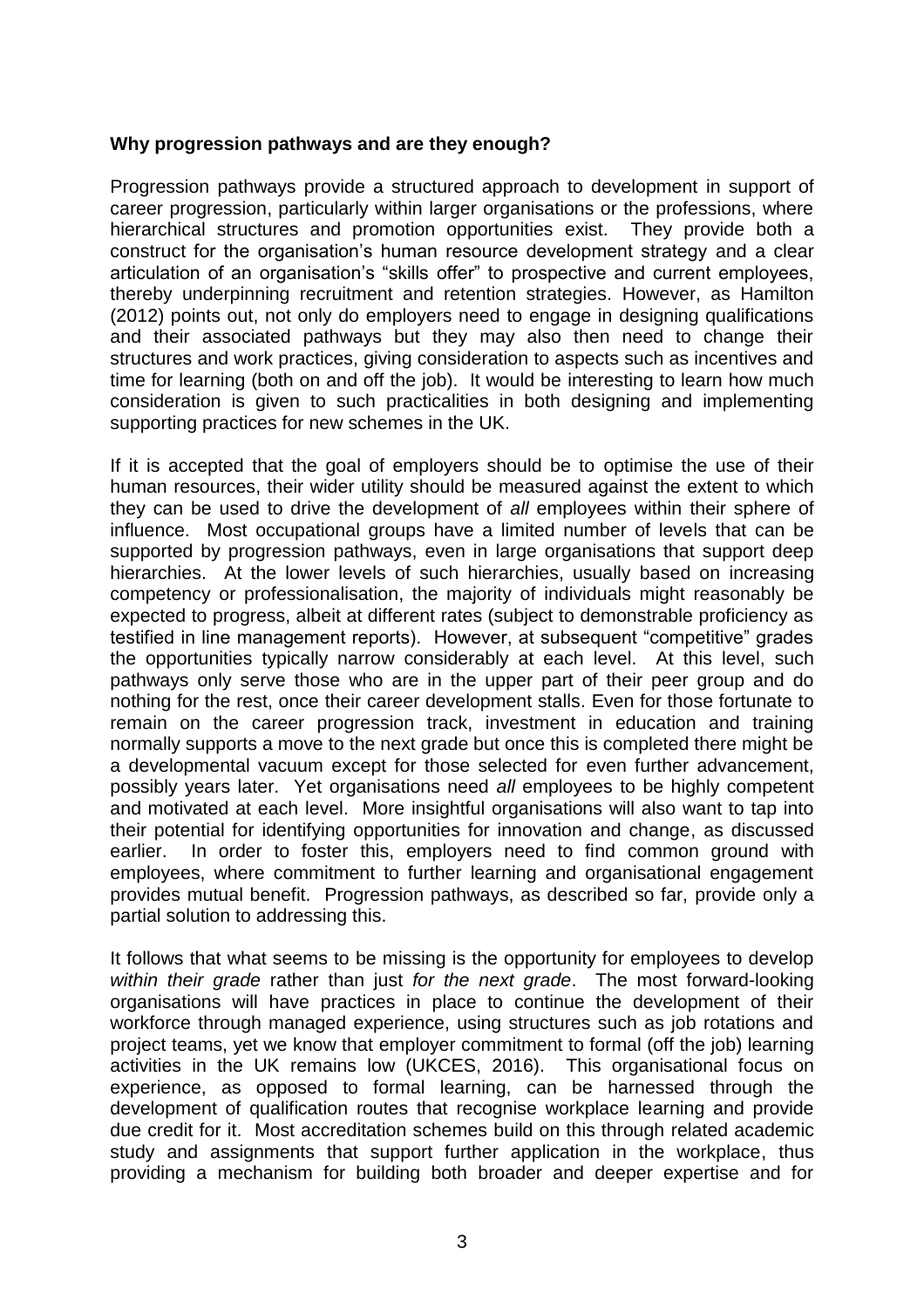**Why progression pathways and are they enough?**

Progression pathways provide a structured approach to development in support of career progression, particularly within larger organisations or the professions, where hierarchical structures and promotion opportunities exist. They provide both a construct for the organisation's human resource development strategy and a clear articulation of an organisation's "skills offer" to prospective and current employees, thereby underpinning recruitment and retention strategies. However, as Hamilton (2012) points out, not only do employers need to engage in designing qualifications and their associated pathways but they may also then need to change their structures and work practices, giving consideration to aspects such as incentives and time for learning (both on and off the job). It would be interesting to learn how much consideration is given to such practicalities in both designing and implementing supporting practices for new schemes in the UK.

If it is accepted that the goal of employers should be to optimise the use of their human resources, their wider utility should be measured against the extent to which they can be used to drive the development of *all* employees within their sphere of influence. Most occupational groups have a limited number of levels that can be supported by progression pathways, even in large organisations that support deep hierarchies. At the lower levels of such hierarchies, usually based on increasing competency or professionalisation, the majority of individuals might reasonably be expected to progress, albeit at different rates (subject to demonstrable proficiency as testified in line management reports). However, at subsequent "competitive" grades the opportunities typically narrow considerably at each level. At this level, such pathways only serve those who are in the upper part of their peer group and do nothing for the rest, once their career development stalls. Even for those fortunate to remain on the career progression track, investment in education and training normally supports a move to the next grade but once this is completed there might be a developmental vacuum except for those selected for even further advancement, possibly years later. Yet organisations need *all* employees to be highly competent and motivated at each level. More insightful organisations will also want to tap into their potential for identifying opportunities for innovation and change, as discussed earlier. In order to foster this, employers need to find common ground with employees, where commitment to further learning and organisational engagement provides mutual benefit. Progression pathways, as described so far, provide only a partial solution to addressing this.

It follows that what seems to be missing is the opportunity for employees to develop *within their grade* rather than just *for the next grade*. The most forward-looking organisations will have practices in place to continue the development of their workforce through managed experience, using structures such as job rotations and project teams, yet we know that employer commitment to formal (off the job) learning activities in the UK remains low (UKCES, 2016). This organisational focus on experience, as opposed to formal learning, can be harnessed through the development of qualification routes that recognise workplace learning and provide due credit for it. Most accreditation schemes build on this through related academic study and assignments that support further application in the workplace, thus providing a mechanism for building both broader and deeper expertise and for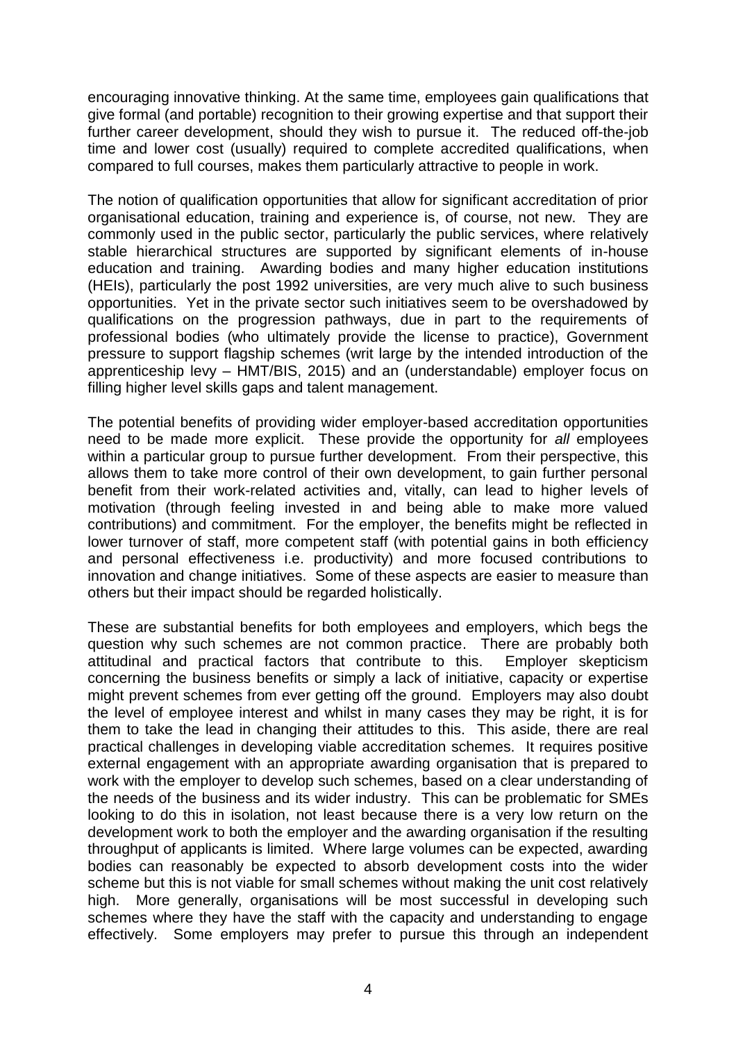encouraging innovative thinking. At the same time, employees gain qualifications that give formal (and portable) recognition to their growing expertise and that support their further career development, should they wish to pursue it. The reduced off-the-job time and lower cost (usually) required to complete accredited qualifications, when compared to full courses, makes them particularly attractive to people in work.

The notion of qualification opportunities that allow for significant accreditation of prior organisational education, training and experience is, of course, not new. They are commonly used in the public sector, particularly the public services, where relatively stable hierarchical structures are supported by significant elements of in-house education and training. Awarding bodies and many higher education institutions (HEIs), particularly the post 1992 universities, are very much alive to such business opportunities. Yet in the private sector such initiatives seem to be overshadowed by qualifications on the progression pathways, due in part to the requirements of professional bodies (who ultimately provide the license to practice), Government pressure to support flagship schemes (writ large by the intended introduction of the apprenticeship levy – HMT/BIS, 2015) and an (understandable) employer focus on filling higher level skills gaps and talent management.

The potential benefits of providing wider employer-based accreditation opportunities need to be made more explicit. These provide the opportunity for *all* employees within a particular group to pursue further development. From their perspective, this allows them to take more control of their own development, to gain further personal benefit from their work-related activities and, vitally, can lead to higher levels of motivation (through feeling invested in and being able to make more valued contributions) and commitment. For the employer, the benefits might be reflected in lower turnover of staff, more competent staff (with potential gains in both efficiency and personal effectiveness i.e. productivity) and more focused contributions to innovation and change initiatives. Some of these aspects are easier to measure than others but their impact should be regarded holistically.

These are substantial benefits for both employees and employers, which begs the question why such schemes are not common practice. There are probably both attitudinal and practical factors that contribute to this. Employer skepticism concerning the business benefits or simply a lack of initiative, capacity or expertise might prevent schemes from ever getting off the ground. Employers may also doubt the level of employee interest and whilst in many cases they may be right, it is for them to take the lead in changing their attitudes to this. This aside, there are real practical challenges in developing viable accreditation schemes. It requires positive external engagement with an appropriate awarding organisation that is prepared to work with the employer to develop such schemes, based on a clear understanding of the needs of the business and its wider industry. This can be problematic for SMEs looking to do this in isolation, not least because there is a very low return on the development work to both the employer and the awarding organisation if the resulting throughput of applicants is limited. Where large volumes can be expected, awarding bodies can reasonably be expected to absorb development costs into the wider scheme but this is not viable for small schemes without making the unit cost relatively high. More generally, organisations will be most successful in developing such schemes where they have the staff with the capacity and understanding to engage effectively. Some employers may prefer to pursue this through an independent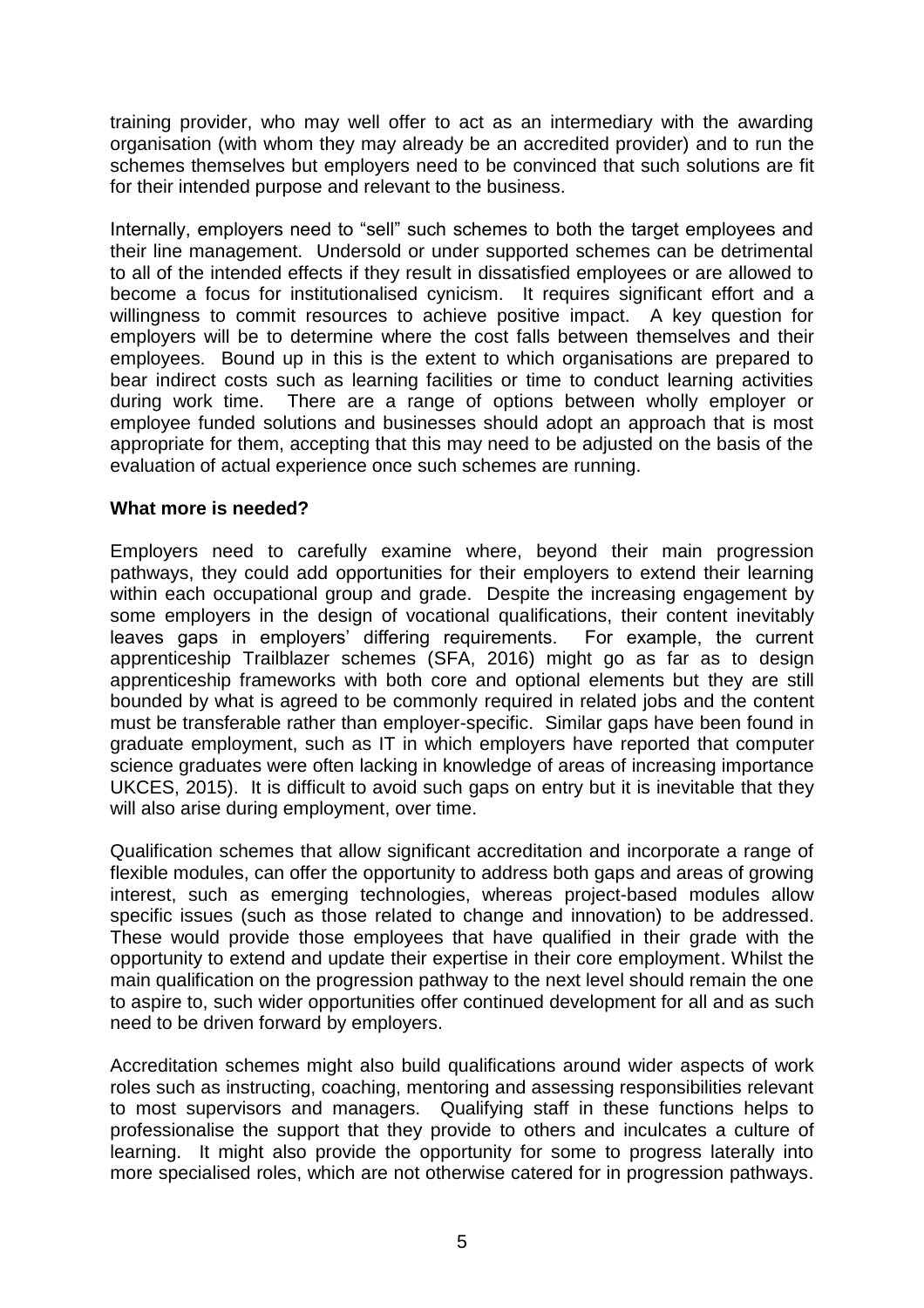training provider, who may well offer to act as an intermediary with the awarding organisation (with whom they may already be an accredited provider) and to run the schemes themselves but employers need to be convinced that such solutions are fit for their intended purpose and relevant to the business.

Internally, employers need to "sell" such schemes to both the target employees and their line management. Undersold or under supported schemes can be detrimental to all of the intended effects if they result in dissatisfied employees or are allowed to become a focus for institutionalised cynicism. It requires significant effort and a willingness to commit resources to achieve positive impact. A key question for employers will be to determine where the cost falls between themselves and their employees. Bound up in this is the extent to which organisations are prepared to bear indirect costs such as learning facilities or time to conduct learning activities during work time. There are a range of options between wholly employer or employee funded solutions and businesses should adopt an approach that is most appropriate for them, accepting that this may need to be adjusted on the basis of the evaluation of actual experience once such schemes are running.

**What more is needed?**

Employers need to carefully examine where, beyond their main progression pathways, they could add opportunities for their employers to extend their learning within each occupational group and grade. Despite the increasing engagement by some employers in the design of vocational qualifications, their content inevitably leaves gaps in employers' differing requirements. For example, the current apprenticeship Trailblazer schemes (SFA, 2016) might go as far as to design apprenticeship frameworks with both core and optional elements but they are still bounded by what is agreed to be commonly required in related jobs and the content must be transferable rather than employer-specific. Similar gaps have been found in graduate employment, such as IT in which employers have reported that computer science graduates were often lacking in knowledge of areas of increasing importance UKCES, 2015). It is difficult to avoid such gaps on entry but it is inevitable that they will also arise during employment, over time.

Qualification schemes that allow significant accreditation and incorporate a range of flexible modules, can offer the opportunity to address both gaps and areas of growing interest, such as emerging technologies, whereas project-based modules allow specific issues (such as those related to change and innovation) to be addressed. These would provide those employees that have qualified in their grade with the opportunity to extend and update their expertise in their core employment. Whilst the main qualification on the progression pathway to the next level should remain the one to aspire to, such wider opportunities offer continued development for all and as such need to be driven forward by employers.

Accreditation schemes might also build qualifications around wider aspects of work roles such as instructing, coaching, mentoring and assessing responsibilities relevant to most supervisors and managers. Qualifying staff in these functions helps to professionalise the support that they provide to others and inculcates a culture of learning. It might also provide the opportunity for some to progress laterally into more specialised roles, which are not otherwise catered for in progression pathways.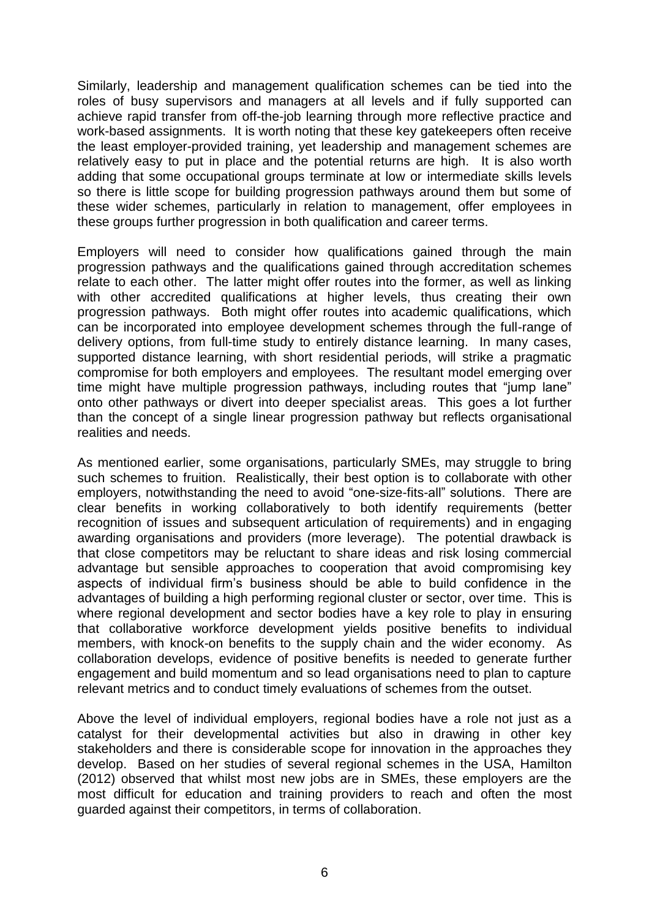Similarly, leadership and management qualification schemes can be tied into the roles of busy supervisors and managers at all levels and if fully supported can achieve rapid transfer from off-the-job learning through more reflective practice and work-based assignments. It is worth noting that these key gatekeepers often receive the least employer-provided training, yet leadership and management schemes are relatively easy to put in place and the potential returns are high. It is also worth adding that some occupational groups terminate at low or intermediate skills levels so there is little scope for building progression pathways around them but some of these wider schemes, particularly in relation to management, offer employees in these groups further progression in both qualification and career terms.

Employers will need to consider how qualifications gained through the main progression pathways and the qualifications gained through accreditation schemes relate to each other. The latter might offer routes into the former, as well as linking with other accredited qualifications at higher levels, thus creating their own progression pathways. Both might offer routes into academic qualifications, which can be incorporated into employee development schemes through the full-range of delivery options, from full-time study to entirely distance learning. In many cases, supported distance learning, with short residential periods, will strike a pragmatic compromise for both employers and employees. The resultant model emerging over time might have multiple progression pathways, including routes that "jump lane" onto other pathways or divert into deeper specialist areas. This goes a lot further than the concept of a single linear progression pathway but reflects organisational realities and needs.

As mentioned earlier, some organisations, particularly SMEs, may struggle to bring such schemes to fruition. Realistically, their best option is to collaborate with other employers, notwithstanding the need to avoid "one-size-fits-all" solutions. There are clear benefits in working collaboratively to both identify requirements (better recognition of issues and subsequent articulation of requirements) and in engaging awarding organisations and providers (more leverage). The potential drawback is that close competitors may be reluctant to share ideas and risk losing commercial advantage but sensible approaches to cooperation that avoid compromising key aspects of individual firm's business should be able to build confidence in the advantages of building a high performing regional cluster or sector, over time. This is where regional development and sector bodies have a key role to play in ensuring that collaborative workforce development yields positive benefits to individual members, with knock-on benefits to the supply chain and the wider economy. As collaboration develops, evidence of positive benefits is needed to generate further engagement and build momentum and so lead organisations need to plan to capture relevant metrics and to conduct timely evaluations of schemes from the outset.

Above the level of individual employers, regional bodies have a role not just as a catalyst for their developmental activities but also in drawing in other key stakeholders and there is considerable scope for innovation in the approaches they develop. Based on her studies of several regional schemes in the USA, Hamilton (2012) observed that whilst most new jobs are in SMEs, these employers are the most difficult for education and training providers to reach and often the most guarded against their competitors, in terms of collaboration.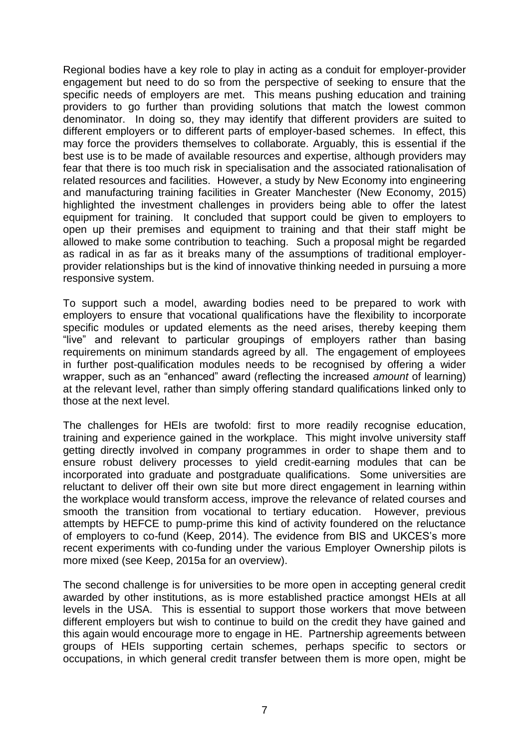Regional bodies have a key role to play in acting as a conduit for employer-provider engagement but need to do so from the perspective of seeking to ensure that the specific needs of employers are met. This means pushing education and training providers to go further than providing solutions that match the lowest common denominator. In doing so, they may identify that different providers are suited to different employers or to different parts of employer-based schemes. In effect, this may force the providers themselves to collaborate. Arguably, this is essential if the best use is to be made of available resources and expertise, although providers may fear that there is too much risk in specialisation and the associated rationalisation of related resources and facilities. However, a study by New Economy into engineering and manufacturing training facilities in Greater Manchester (New Economy, 2015) highlighted the investment challenges in providers being able to offer the latest equipment for training. It concluded that support could be given to employers to open up their premises and equipment to training and that their staff might be allowed to make some contribution to teaching. Such a proposal might be regarded as radical in as far as it breaks many of the assumptions of traditional employer-provider relationships but is the kind of innovative thinking needed in pursuing a more responsive system.

To support such a model, awarding bodies need to be prepared to work with employers to ensure that vocational qualifications have the flexibility to incorporate specific modules or updated elements as the need arises, thereby keeping them "live" and relevant to particular groupings of employers rather than basing requirements on minimum standards agreed by all. The engagement of employees in further post-qualification modules needs to be recognised by offering a wider wrapper, such as an "enhanced" award (reflecting the increased *amount* of learning) at the relevant level, rather than simply offering standard qualifications linked only to those at the next level.

The challenges for HEIs are twofold: first to more readily recognise education, training and experience gained in the workplace. This might involve university staff getting directly involved in company programmes in order to shape them and to ensure robust delivery processes to yield credit-earning modules that can be incorporated into graduate and postgraduate qualifications. Some universities are reluctant to deliver off their own site but more direct engagement in learning within the workplace would transform access, improve the relevance of related courses and smooth the transition from vocational to tertiary education. However, previous attempts by HEFCE to pump-prime this kind of activity foundered on the reluctance of employers to co-fund (Keep, 2014). The evidence from BIS and UKCES's more recent experiments with co-funding under the various Employer Ownership pilots is more mixed (see Keep, 2015a for an overview).

The second challenge is for universities to be more open in accepting general credit awarded by other institutions, as is more established practice amongst HEIs at all levels in the USA. This is essential to support those workers that move between different employers but wish to continue to build on the credit they have gained and this again would encourage more to engage in HE. Partnership agreements between groups of HEIs supporting certain schemes, perhaps specific to sectors or occupations, in which general credit transfer between them is more open, might be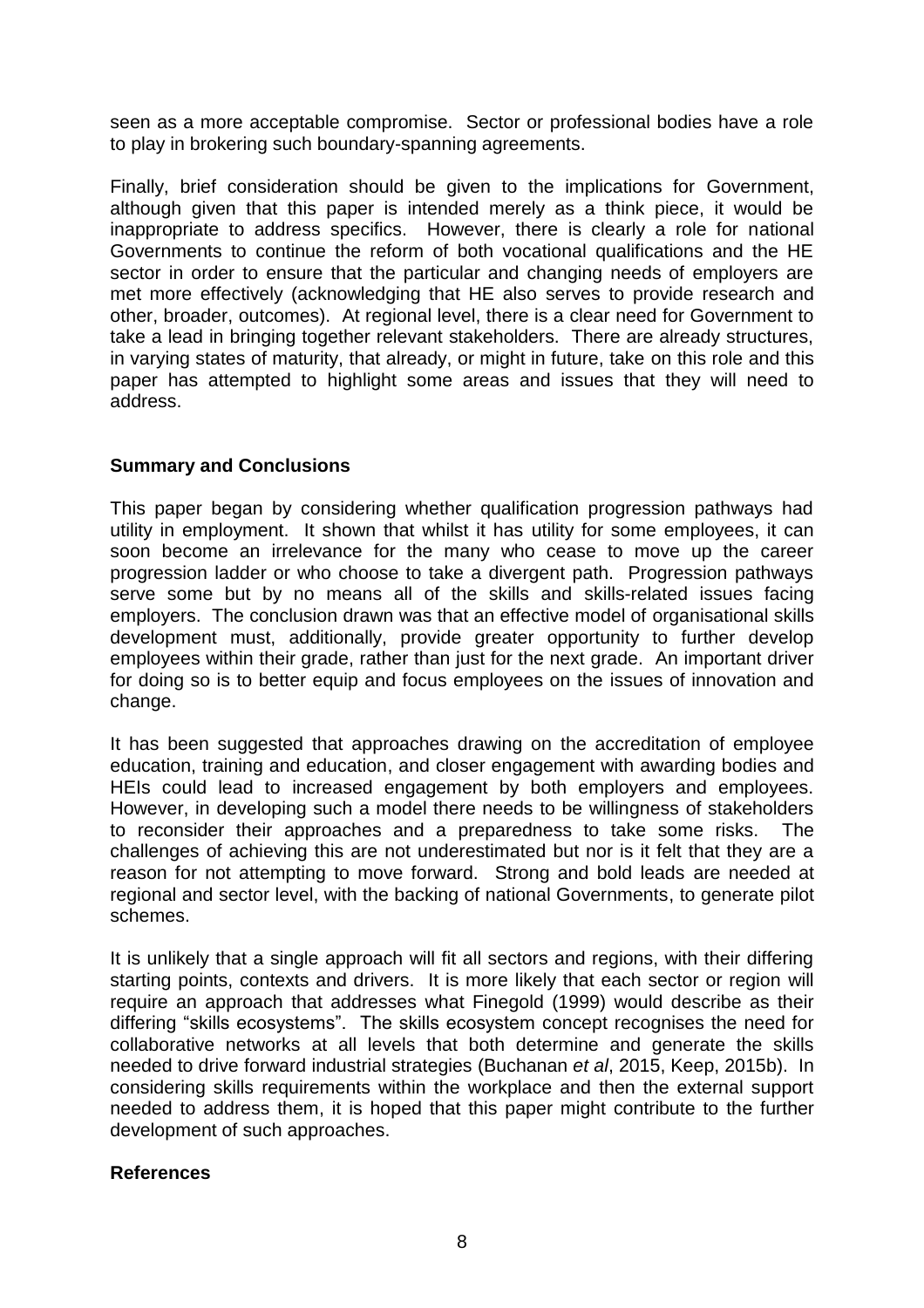seen as a more acceptable compromise. Sector or professional bodies have a role to play in brokering such boundary-spanning agreements.

Finally, brief consideration should be given to the implications for Government, although given that this paper is intended merely as a think piece, it would be inappropriate to address specifics. However, there is clearly a role for national Governments to continue the reform of both vocational qualifications and the HE sector in order to ensure that the particular and changing needs of employers are met more effectively (acknowledging that HE also serves to provide research and other, broader, outcomes). At regional level, there is a clear need for Government to take a lead in bringing together relevant stakeholders. There are already structures, in varying states of maturity, that already, or might in future, take on this role and this paper has attempted to highlight some areas and issues that they will need to address.

## Summary and Conclusions

This paper began by considering whether qualification progression pathways had utility in employment. It shown that whilst it has utility for some employees, it can soon become an irrelevance for the many who cease to move up the career progression ladder or who choose to take a divergent path. Progression pathways serve some but by no means all of the skills and skills-related issues facing employers. The conclusion drawn was that an effective model of organisational skills development must, additionally, provide greater opportunity to further develop employees within their grade, rather than just for the next grade. An important driver for doing so is to better equip and focus employees on the issues of innovation and change.

It has been suggested that approaches drawing on the accreditation of employee education, training and education, and closer engagement with awarding bodies and HEIs could lead to increased engagement by both employers and employees. However, in developing such a model there needs to be willingness of stakeholders to reconsider their approaches and a preparedness to take some risks. The challenges of achieving this are not underestimated but nor is it felt that they are a reason for not attempting to move forward. Strong and bold leads are needed at regional and sector level, with the backing of national Governments, to generate pilot schemes.

It is unlikely that a single approach will fit all sectors and regions, with their differing starting points, contexts and drivers. It is more likely that each sector or region will require an approach that addresses what Finegold (1999) would describe as their differing "skills ecosystems". The skills ecosystem concept recognises the need for collaborative networks at all levels that both determine and generate the skills needed to drive forward industrial strategies (Buchanan *et al*, 2015, Keep, 2015b). In considering skills requirements within the workplace and then the external support needed to address them, it is hoped that this paper might contribute to the further development of such approaches.

## References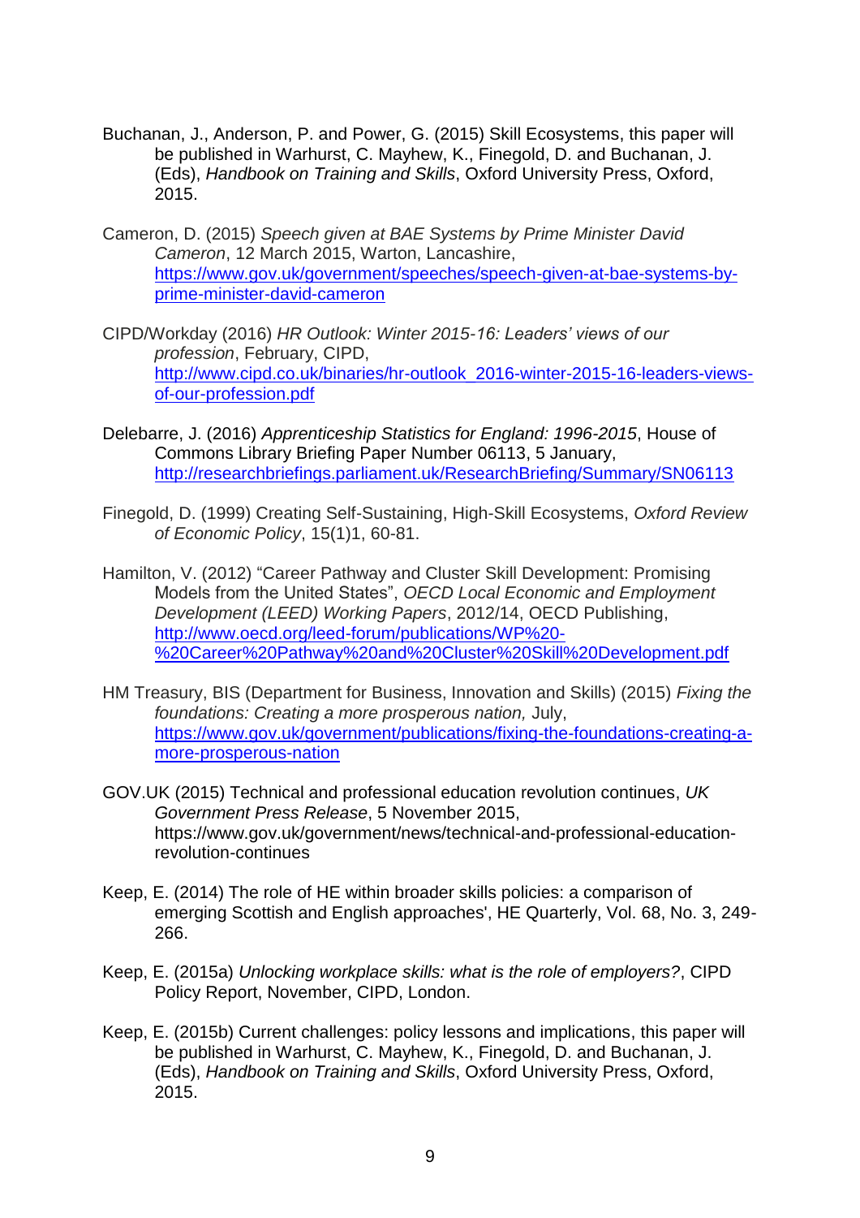Buchanan, J., Anderson, P. and Power, G. (2015) Skill Ecosystems, this paper will be published in Warhurst, C. Mayhew, K., Finegold, D. and Buchanan, J. (Eds), *Handbook on Training and Skills*, Oxford University Press, Oxford, 2015.

Cameron, D. (2015) *Speech given at BAE Systems by Prime Minister David Cameron*, 12 March 2015, Warton, Lancashire, https://www.gov.uk/government/speeches/speech-given-at-bae-systems-by-prime-minister-david-cameron

CIPD/Workday (2016) *HR Outlook: Winter 2015-16: Leaders' views of our profession*, February, CIPD, http://www.cipd.co.uk/binaries/hr-outlook_2016-winter-2015-16-leaders-views-of-our-profession.pdf

Delebarre, J. (2016) *Apprenticeship Statistics for England: 1996-2015*, House of Commons Library Briefing Paper Number 06113, 5 January, http://researchbriefings.parliament.uk/ResearchBriefing/Summary/SN06113

Finegold, D. (1999) Creating Self-Sustaining, High-Skill Ecosystems, *Oxford Review of Economic Policy*, 15(1)1, 60-81.

Hamilton, V. (2012) "Career Pathway and Cluster Skill Development: Promising Models from the United States", *OECD Local Economic and Employment Development (LEED) Working Papers*, 2012/14, OECD Publishing, http://www.oecd.org/leed-forum/publications/WP%20-%20Career%20Pathway%20and%20Cluster%20Skill%20Development.pdf

HM Treasury, BIS (Department for Business, Innovation and Skills) (2015) *Fixing the foundations: Creating a more prosperous nation,* July, https://www.gov.uk/government/publications/fixing-the-foundations-creating-a-more-prosperous-nation

GOV.UK (2015) Technical and professional education revolution continues, *UK Government Press Release*, 5 November 2015, https://www.gov.uk/government/news/technical-and-professional-education-revolution-continues

Keep, E. (2014) The role of HE within broader skills policies: a comparison of emerging Scottish and English approaches', HE Quarterly, Vol. 68, No. 3, 249-266.

Keep, E. (2015a) *Unlocking workplace skills: what is the role of employers?*, CIPD Policy Report, November, CIPD, London.

Keep, E. (2015b) Current challenges: policy lessons and implications, this paper will be published in Warhurst, C. Mayhew, K., Finegold, D. and Buchanan, J. (Eds), *Handbook on Training and Skills*, Oxford University Press, Oxford, 2015.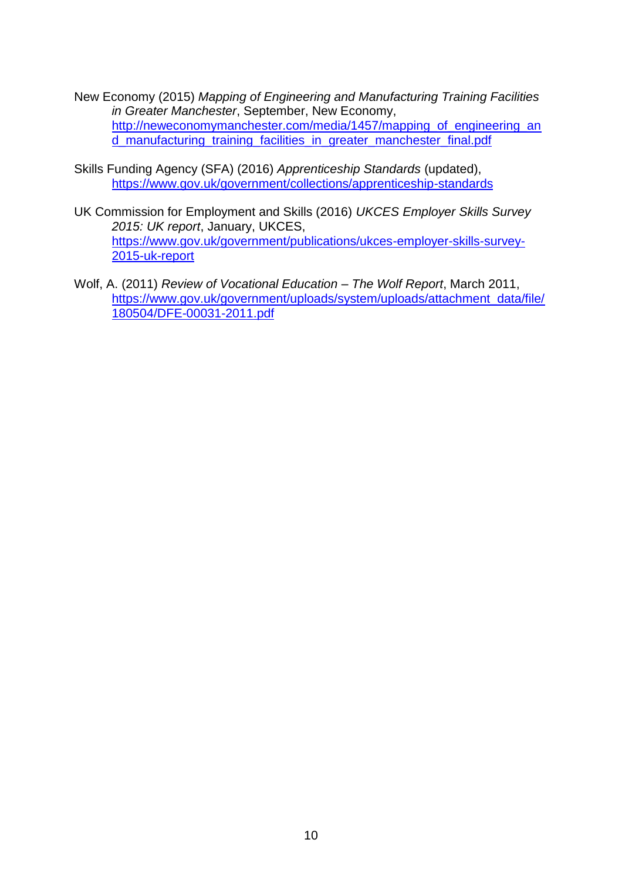New Economy (2015) *Mapping of Engineering and Manufacturing Training Facilities in Greater Manchester*, September, New Economy, http://neweconomymanchester.com/media/1457/mapping_of_engineering_and_manufacturing_training_facilities_in_greater_manchester_final.pdf

Skills Funding Agency (SFA) (2016) *Apprenticeship Standards* (updated), https://www.gov.uk/government/collections/apprenticeship-standards

UK Commission for Employment and Skills (2016) *UKCES Employer Skills Survey 2015: UK report*, January, UKCES, https://www.gov.uk/government/publications/ukces-employer-skills-survey-2015-uk-report

Wolf, A. (2011) *Review of Vocational Education – The Wolf Report*, March 2011, https://www.gov.uk/government/uploads/system/uploads/attachment_data/file/180504/DFE-00031-2011.pdf